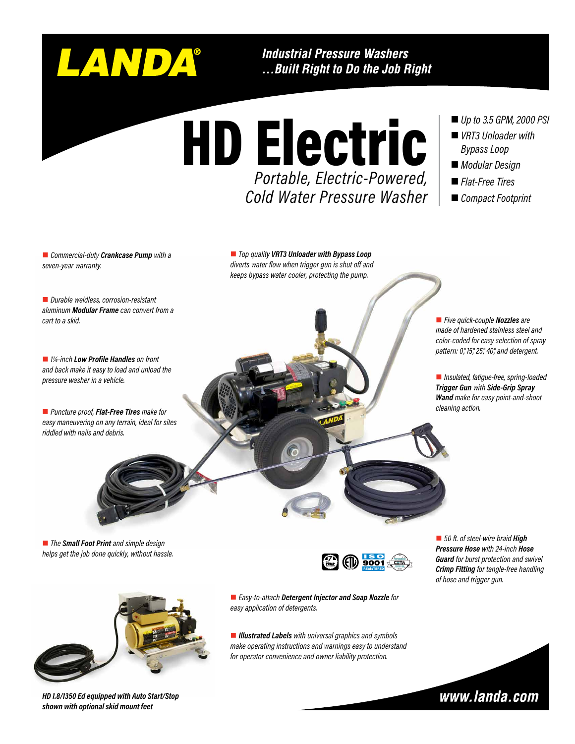# LANDA®

***Industrial Pressure Washers ...Built Right to Do the Job Right***

# HD Electric

*Portable, Electric-Powered, Cold Water Pressure Washer*

- *Up to 3.5 GPM, 2000 PSI*
- *VRT3 Unloader with Bypass Loop*
- *Modular Design*
- *Flat-Free Tires*
- *Compact Footprint*

- *Commercial-duty* ***Crankcase Pump*** *with a seven-year warranty.*
- *Durable weldless, corrosion-resistant aluminum* ***Modular Frame*** *can convert from a cart to a skid.*
- *1¼-inch* ***Low Profile Handles*** *on front and back make it easy to load and unload the pressure washer in a vehicle.*
- *Puncture proof,* ***Flat-Free Tires*** *make for easy maneuvering on any terrain, ideal for sites riddled with nails and debris.*
- *The* ***Small Foot Print*** *and simple design helps get the job done quickly, without hassle.*
- *Top quality* ***VRT3 Unloader with Bypass Loop*** *diverts water flow when trigger gun is shut off and keeps bypass water cooler, protecting the pump.*
- *Five quick-couple* ***Nozzles*** *are made of hardened stainless steel and color-coded for easy selection of spray pattern: 0°, 15°, 25°, 40°, and detergent.*
- *Insulated, fatigue-free, spring-loaded* ***Trigger Gun*** *with* ***Side-Grip Spray Wand*** *make for easy point-and-shoot cleaning action.*
- *50 ft. of steel-wire braid* ***High Pressure Hose*** *with 24-inch* ***Hose Guard*** *for burst protection and swivel* ***Crimp Fitting*** *for tangle-free handling of hose and trigger gun.*
- *Easy-to-attach* ***Detergent Injector and Soap Nozzle*** *for easy application of detergents.*
- ***Illustrated Labels*** *with universal graphics and symbols make operating instructions and warnings easy to understand for operator convenience and owner liability protection.*

ISO 9001 REGISTERED

***HD 1.8/1350 Ed equipped with Auto Start/Stop shown with optional skid mount feet***

**www.landa.com**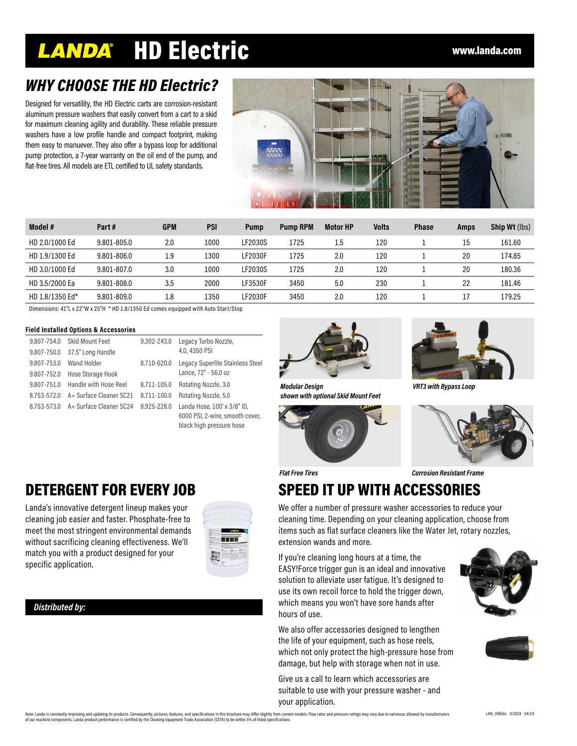# LANDA® HD Electric

www.landa.com

## WHY CHOOSE THE HD Electric?

Designed for versatility, the HD Electric carts are corrosion-resistant aluminum pressure washers that easily convert from a cart to a skid for maximum cleaning agility and durability. These reliable pressure washers have a low profile handle and compact footprint, making them easy to manuever. They also offer a bypass loop for additional pump protection, a 7-year warranty on the oil end of the pump, and flat-free tires. All models are ETL certified to UL safety standards.

| Model # | Part # | GPM | PSI | Pump | Pump RPM | Motor HP | Volts | Phase | Amps | Ship Wt (lbs) |
|---|---|---|---|---|---|---|---|---|---|---|
| HD 2.0/1000 Ed | 9.801-805.0 | 2.0 | 1000 | LF2030S | 1725 | 1.5 | 120 | 1 | 15 | 161.60 |
| HD 1.9/1300 Ed | 9.801-806.0 | 1.9 | 1300 | LF2030F | 1725 | 2.0 | 120 | 1 | 20 | 174.85 |
| HD 3.0/1000 Ed | 9.801-807.0 | 3.0 | 1000 | LF2030S | 1725 | 2.0 | 120 | 1 | 20 | 180.36 |
| HD 3.5/2000 Ea | 9.801-808.0 | 3.5 | 2000 | LF3530F | 3450 | 5.0 | 230 | 1 | 22 | 181.46 |
| HD 1.8/1350 Ed* | 9.801-809.0 | 1.8 | 1350 | LF2030F | 3450 | 2.0 | 120 | 1 | 17 | 179.25 |

Dimensions: 41"L x 22"W x 25"H * HD 1.8/1350 Ed comes equipped with Auto Start/Stop

### Field Installed Options & Accessories

| | | | |
|---|---|---|---|
| 9.807-754.0 | Skid Mount Feet | 9.302-243.0 | Legacy Turbo Nozzle, 4.0, 4350 PSI |
| 9.807-750.0 | 37.5" Long Handle | | |
| 9.807-753.0 | Wand Holder | 8.710-620.0 | Legacy Superlite Stainless Steel Lance, 72" - 56.0 oz |
| 9.807-752.0 | Hose Storage Hook | | |
| 9.807-751.0 | Handle with Hose Reel | 8.711-105.0 | Rotating Nozzle, 3.0 |
| 8.753-572.0 | A+ Surface Cleaner SC21 | 8.711-100.0 | Rotating Nozzle, 5.0 |
| 8.753-573.0 | A+ Surface Cleaner SC24 | 8.925-228.0 | Landa Hose, 100' x 3/8" ID, 6000 PSI, 2-wire, smooth cover, black high pressure hose |

*Modular Design shown with optional Skid Mount Feet*

*VRT3 with Bypass Loop*

*Flat Free Tires*

*Corrosion Resistant Frame*

## DETERGENT FOR EVERY JOB

Landa's innovative detergent lineup makes your cleaning job easier and faster. Phosphate-free to meet the most stringent environmental demands without sacrificing cleaning effectiveness. We'll match you with a product designed for your specific application.

***Distributed by:***

## SPEED IT UP WITH ACCESSORIES

We offer a number of pressure washer accessories to reduce your cleaning time. Depending on your cleaning application, choose from items such as flat surface cleaners like the Water Jet, rotary nozzles, extension wands and more.

If you're cleaning long hours at a time, the EASY!Force trigger gun is an ideal and innovative solution to alleviate user fatigue. It's designed to use its own recoil force to hold the trigger down, which means you won't have sore hands after hours of use.

We also offer accessories designed to lengthen the life of your equipment, such as hose reels, which not only protect the high-pressure hose from damage, but help with storage when not in use.

Give us a call to learn which accessories are suitable to use with your pressure washer - and your application.

Note: Landa is constantly improving and updating its products. Consequently, pictures, features, and specifications in this brochure may differ slightly from current models. Flow rates and pressure ratings may vary due to variances allowed by manufacturers of our machine components. Landa product performance is certified by the Cleaning Equipment Trade Association (CETA) to be within 5% of listed specifications.

LAN_HDElec ©2019 04/19